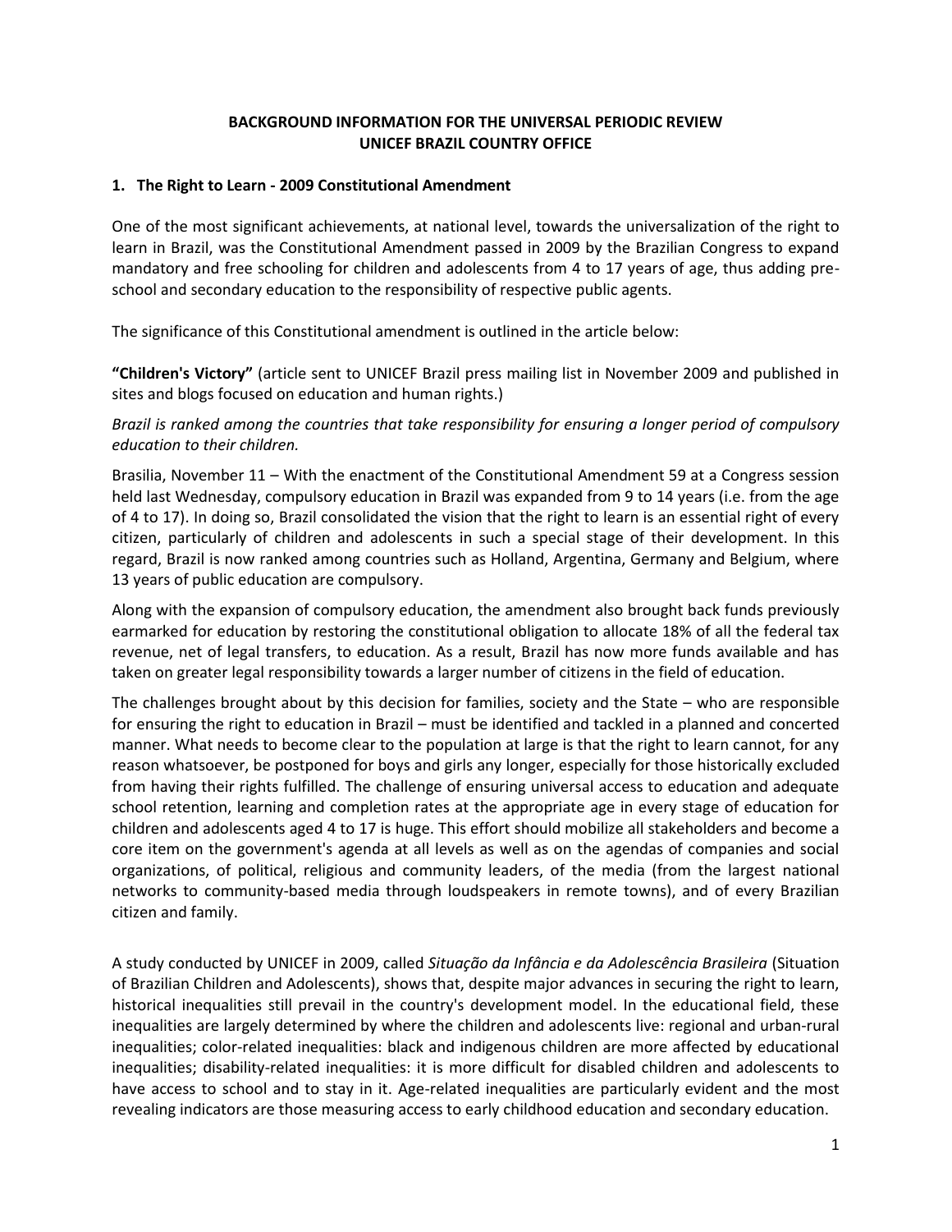# BACKGROUND INFORMATION FOR THE UNIVERSAL PERIODIC REVIEW
# UNICEF BRAZIL COUNTRY OFFICE

## 1. The Right to Learn - 2009 Constitutional Amendment

One of the most significant achievements, at national level, towards the universalization of the right to learn in Brazil, was the Constitutional Amendment passed in 2009 by the Brazilian Congress to expand mandatory and free schooling for children and adolescents from 4 to 17 years of age, thus adding pre-school and secondary education to the responsibility of respective public agents.

The significance of this Constitutional amendment is outlined in the article below:

**"Children's Victory"** (article sent to UNICEF Brazil press mailing list in November 2009 and published in sites and blogs focused on education and human rights.)

*Brazil is ranked among the countries that take responsibility for ensuring a longer period of compulsory education to their children.*

Brasilia, November 11 – With the enactment of the Constitutional Amendment 59 at a Congress session held last Wednesday, compulsory education in Brazil was expanded from 9 to 14 years (i.e. from the age of 4 to 17). In doing so, Brazil consolidated the vision that the right to learn is an essential right of every citizen, particularly of children and adolescents in such a special stage of their development. In this regard, Brazil is now ranked among countries such as Holland, Argentina, Germany and Belgium, where 13 years of public education are compulsory.

Along with the expansion of compulsory education, the amendment also brought back funds previously earmarked for education by restoring the constitutional obligation to allocate 18% of all the federal tax revenue, net of legal transfers, to education. As a result, Brazil has now more funds available and has taken on greater legal responsibility towards a larger number of citizens in the field of education.

The challenges brought about by this decision for families, society and the State – who are responsible for ensuring the right to education in Brazil – must be identified and tackled in a planned and concerted manner. What needs to become clear to the population at large is that the right to learn cannot, for any reason whatsoever, be postponed for boys and girls any longer, especially for those historically excluded from having their rights fulfilled. The challenge of ensuring universal access to education and adequate school retention, learning and completion rates at the appropriate age in every stage of education for children and adolescents aged 4 to 17 is huge. This effort should mobilize all stakeholders and become a core item on the government's agenda at all levels as well as on the agendas of companies and social organizations, of political, religious and community leaders, of the media (from the largest national networks to community-based media through loudspeakers in remote towns), and of every Brazilian citizen and family.

A study conducted by UNICEF in 2009, called *Situação da Infância e da Adolescência Brasileira* (Situation of Brazilian Children and Adolescents), shows that, despite major advances in securing the right to learn, historical inequalities still prevail in the country's development model. In the educational field, these inequalities are largely determined by where the children and adolescents live: regional and urban-rural inequalities; color-related inequalities: black and indigenous children are more affected by educational inequalities; disability-related inequalities: it is more difficult for disabled children and adolescents to have access to school and to stay in it. Age-related inequalities are particularly evident and the most revealing indicators are those measuring access to early childhood education and secondary education.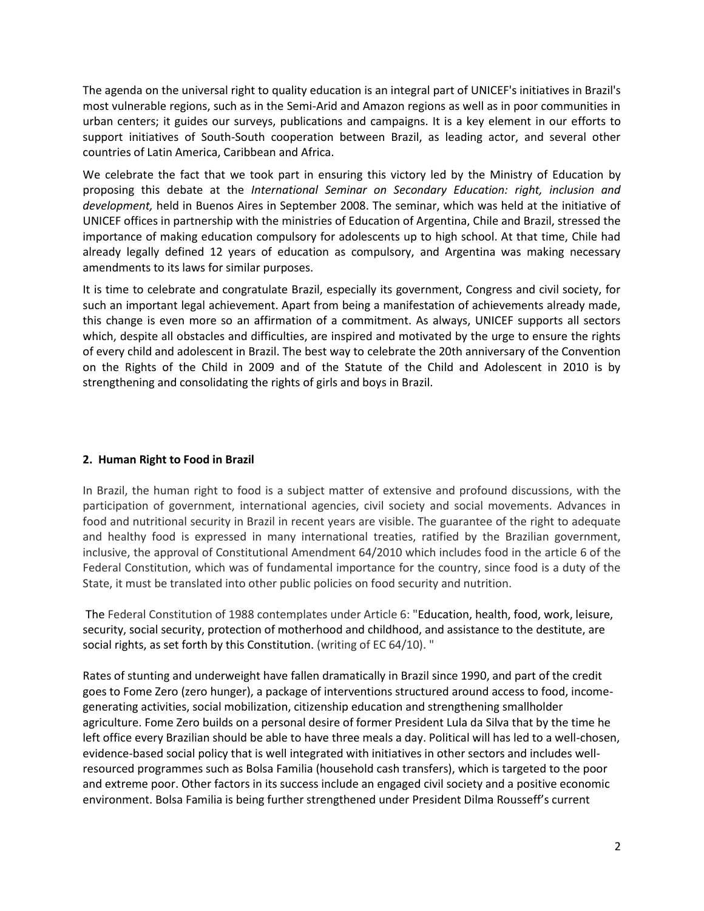The agenda on the universal right to quality education is an integral part of UNICEF's initiatives in Brazil's most vulnerable regions, such as in the Semi-Arid and Amazon regions as well as in poor communities in urban centers; it guides our surveys, publications and campaigns. It is a key element in our efforts to support initiatives of South-South cooperation between Brazil, as leading actor, and several other countries of Latin America, Caribbean and Africa.

We celebrate the fact that we took part in ensuring this victory led by the Ministry of Education by proposing this debate at the *International Seminar on Secondary Education: right, inclusion and development,* held in Buenos Aires in September 2008. The seminar, which was held at the initiative of UNICEF offices in partnership with the ministries of Education of Argentina, Chile and Brazil, stressed the importance of making education compulsory for adolescents up to high school. At that time, Chile had already legally defined 12 years of education as compulsory, and Argentina was making necessary amendments to its laws for similar purposes.

It is time to celebrate and congratulate Brazil, especially its government, Congress and civil society, for such an important legal achievement. Apart from being a manifestation of achievements already made, this change is even more so an affirmation of a commitment. As always, UNICEF supports all sectors which, despite all obstacles and difficulties, are inspired and motivated by the urge to ensure the rights of every child and adolescent in Brazil. The best way to celebrate the 20th anniversary of the Convention on the Rights of the Child in 2009 and of the Statute of the Child and Adolescent in 2010 is by strengthening and consolidating the rights of girls and boys in Brazil.

## 2. Human Right to Food in Brazil

In Brazil, the human right to food is a subject matter of extensive and profound discussions, with the participation of government, international agencies, civil society and social movements. Advances in food and nutritional security in Brazil in recent years are visible. The guarantee of the right to adequate and healthy food is expressed in many international treaties, ratified by the Brazilian government, inclusive, the approval of Constitutional Amendment 64/2010 which includes food in the article 6 of the Federal Constitution, which was of fundamental importance for the country, since food is a duty of the State, it must be translated into other public policies on food security and nutrition.

The Federal Constitution of 1988 contemplates under Article 6: "Education, health, food, work, leisure, security, social security, protection of motherhood and childhood, and assistance to the destitute, are social rights, as set forth by this Constitution. (writing of EC 64/10). "

Rates of stunting and underweight have fallen dramatically in Brazil since 1990, and part of the credit goes to Fome Zero (zero hunger), a package of interventions structured around access to food, income-generating activities, social mobilization, citizenship education and strengthening smallholder agriculture. Fome Zero builds on a personal desire of former President Lula da Silva that by the time he left office every Brazilian should be able to have three meals a day. Political will has led to a well-chosen, evidence-based social policy that is well integrated with initiatives in other sectors and includes well-resourced programmes such as Bolsa Familia (household cash transfers), which is targeted to the poor and extreme poor. Other factors in its success include an engaged civil society and a positive economic environment. Bolsa Familia is being further strengthened under President Dilma Rousseff's current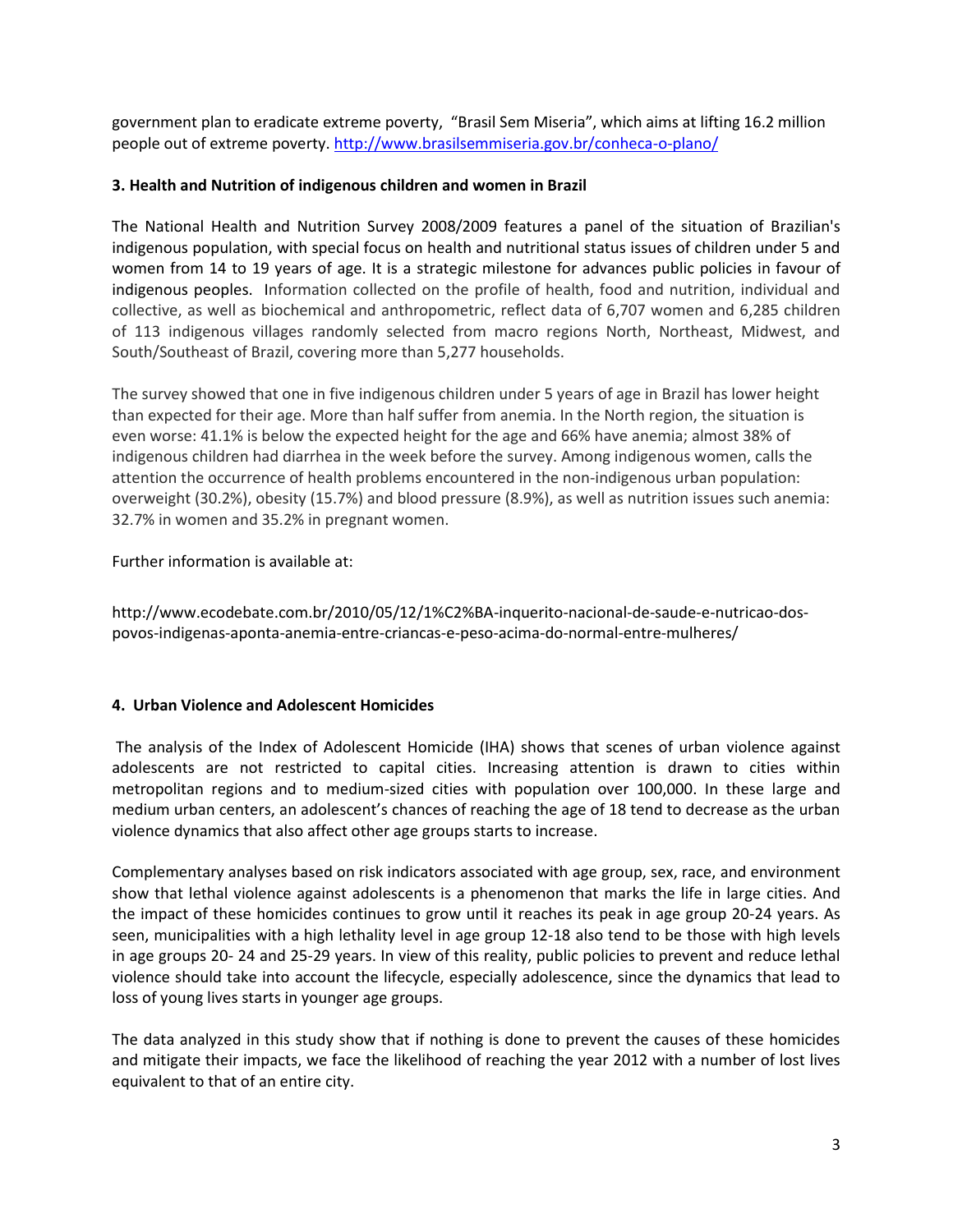government plan to eradicate extreme poverty, "Brasil Sem Miseria", which aims at lifting 16.2 million people out of extreme poverty. http://www.brasilsemmiseria.gov.br/conheca-o-plano/

**3. Health and Nutrition of indigenous children and women in Brazil**

The National Health and Nutrition Survey 2008/2009 features a panel of the situation of Brazilian's indigenous population, with special focus on health and nutritional status issues of children under 5 and women from 14 to 19 years of age. It is a strategic milestone for advances public policies in favour of indigenous peoples. Information collected on the profile of health, food and nutrition, individual and collective, as well as biochemical and anthropometric, reflect data of 6,707 women and 6,285 children of 113 indigenous villages randomly selected from macro regions North, Northeast, Midwest, and South/Southeast of Brazil, covering more than 5,277 households.

The survey showed that one in five indigenous children under 5 years of age in Brazil has lower height than expected for their age. More than half suffer from anemia. In the North region, the situation is even worse: 41.1% is below the expected height for the age and 66% have anemia; almost 38% of indigenous children had diarrhea in the week before the survey. Among indigenous women, calls the attention the occurrence of health problems encountered in the non-indigenous urban population: overweight (30.2%), obesity (15.7%) and blood pressure (8.9%), as well as nutrition issues such anemia: 32.7% in women and 35.2% in pregnant women.

Further information is available at:

http://www.ecodebate.com.br/2010/05/12/1%C2%BA-inquerito-nacional-de-saude-e-nutricao-dos-povos-indigenas-aponta-anemia-entre-criancas-e-peso-acima-do-normal-entre-mulheres/

**4. Urban Violence and Adolescent Homicides**

The analysis of the Index of Adolescent Homicide (IHA) shows that scenes of urban violence against adolescents are not restricted to capital cities. Increasing attention is drawn to cities within metropolitan regions and to medium-sized cities with population over 100,000. In these large and medium urban centers, an adolescent's chances of reaching the age of 18 tend to decrease as the urban violence dynamics that also affect other age groups starts to increase.

Complementary analyses based on risk indicators associated with age group, sex, race, and environment show that lethal violence against adolescents is a phenomenon that marks the life in large cities. And the impact of these homicides continues to grow until it reaches its peak in age group 20-24 years. As seen, municipalities with a high lethality level in age group 12-18 also tend to be those with high levels in age groups 20- 24 and 25-29 years. In view of this reality, public policies to prevent and reduce lethal violence should take into account the lifecycle, especially adolescence, since the dynamics that lead to loss of young lives starts in younger age groups.

The data analyzed in this study show that if nothing is done to prevent the causes of these homicides and mitigate their impacts, we face the likelihood of reaching the year 2012 with a number of lost lives equivalent to that of an entire city.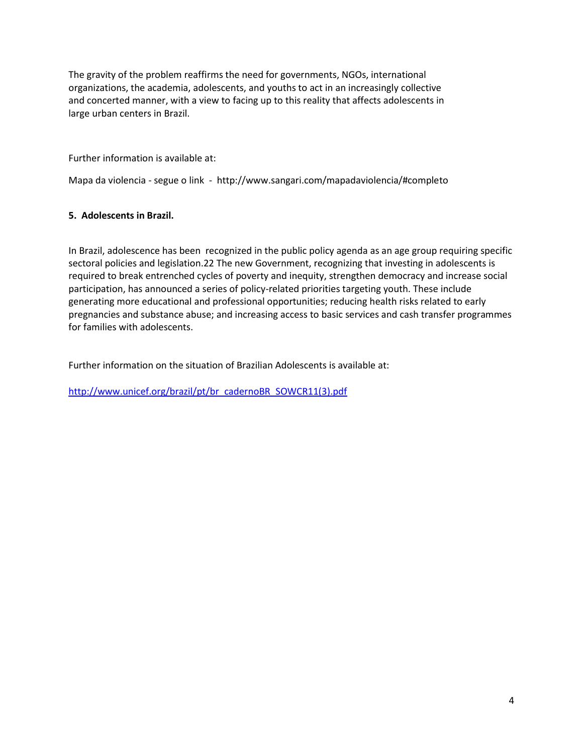The gravity of the problem reaffirms the need for governments, NGOs, international organizations, the academia, adolescents, and youths to act in an increasingly collective and concerted manner, with a view to facing up to this reality that affects adolescents in large urban centers in Brazil.

Further information is available at:

Mapa da violencia - segue o link - http://www.sangari.com/mapadaviolencia/#completo

**5. Adolescents in Brazil.**

In Brazil, adolescence has been recognized in the public policy agenda as an age group requiring specific sectoral policies and legislation.22 The new Government, recognizing that investing in adolescents is required to break entrenched cycles of poverty and inequity, strengthen democracy and increase social participation, has announced a series of policy-related priorities targeting youth. These include generating more educational and professional opportunities; reducing health risks related to early pregnancies and substance abuse; and increasing access to basic services and cash transfer programmes for families with adolescents.

Further information on the situation of Brazilian Adolescents is available at:

http://www.unicef.org/brazil/pt/br_cadernoBR_SOWCR11(3).pdf